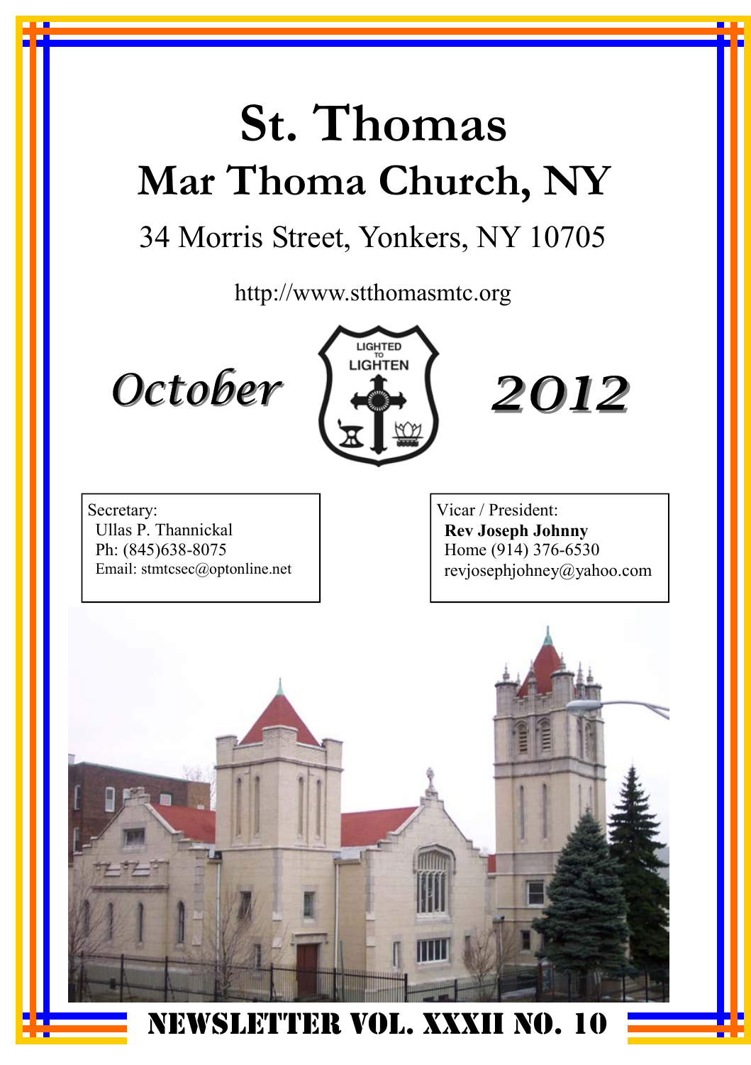# St. Thomas

## Mar Thoma Church, NY

34 Morris Street, Yonkers, NY 10705

http://www.stthomasmtc.org

***October*** LIGHTED TO LIGHTEN ***2012***

Secretary:
Ullas P. Thannickal
Ph: (845)638-8075
Email: stmtcsec@optonline.net

Vicar / President:
**Rev Joseph Johnny**
Home (914) 376-6530
revjosephjohney@yahoo.com

**NEWSLETTER VOL. XXXII NO. 10**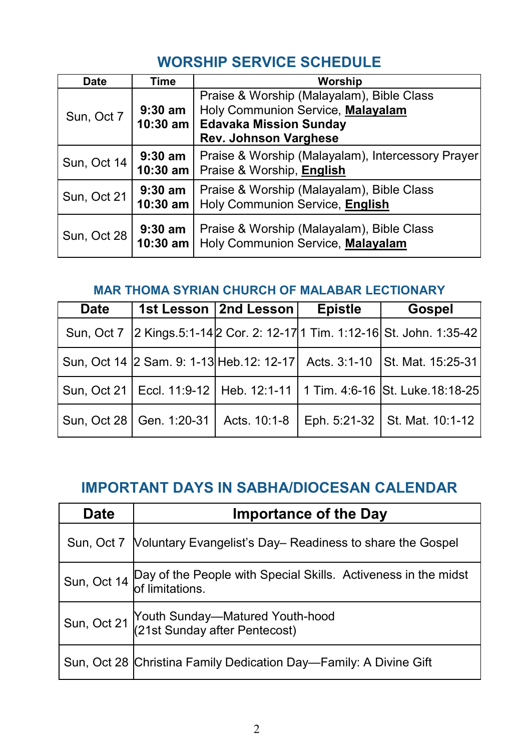## WORSHIP SERVICE SCHEDULE

| Date | Time | Worship |
|---|---|---|
| Sun, Oct 7 | **9:30 am**<br>**10:30 am** | Praise & Worship (Malayalam), Bible Class<br>Holy Communion Service, **Malayalam**<br>**Edavaka Mission Sunday**<br>**Rev. Johnson Varghese** |
| Sun, Oct 14 | **9:30 am**<br>**10:30 am** | Praise & Worship (Malayalam), Intercessory Prayer<br>Praise & Worship, **English** |
| Sun, Oct 21 | **9:30 am**<br>**10:30 am** | Praise & Worship (Malayalam), Bible Class<br>Holy Communion Service, **English** |
| Sun, Oct 28 | **9:30 am**<br>**10:30 am** | Praise & Worship (Malayalam), Bible Class<br>Holy Communion Service, **Malayalam** |

### MAR THOMA SYRIAN CHURCH OF MALABAR LECTIONARY

| Date | 1st Lesson | 2nd Lesson | Epistle | Gospel |
|---|---|---|---|---|
| Sun, Oct 7 | 2 Kings.5:1-14 | 2 Cor. 2: 12-17 | 1 Tim. 1:12-16 | St. John. 1:35-42 |
| Sun, Oct 14 | 2 Sam. 9: 1-13 | Heb.12: 12-17 | Acts. 3:1-10 | St. Mat. 15:25-31 |
| Sun, Oct 21 | Eccl. 11:9-12 | Heb. 12:1-11 | 1 Tim. 4:6-16 | St. Luke.18:18-25 |
| Sun, Oct 28 | Gen. 1:20-31 | Acts. 10:1-8 | Eph. 5:21-32 | St. Mat. 10:1-12 |

## IMPORTANT DAYS IN SABHA/DIOCESAN CALENDAR

| Date | Importance of the Day |
|---|---|
| Sun, Oct 7 | Voluntary Evangelist's Day– Readiness to share the Gospel |
| Sun, Oct 14 | Day of the People with Special Skills. Activeness in the midst of limitations. |
| Sun, Oct 21 | Youth Sunday—Matured Youth-hood<br>(21st Sunday after Pentecost) |
| Sun, Oct 28 | Christina Family Dedication Day—Family: A Divine Gift |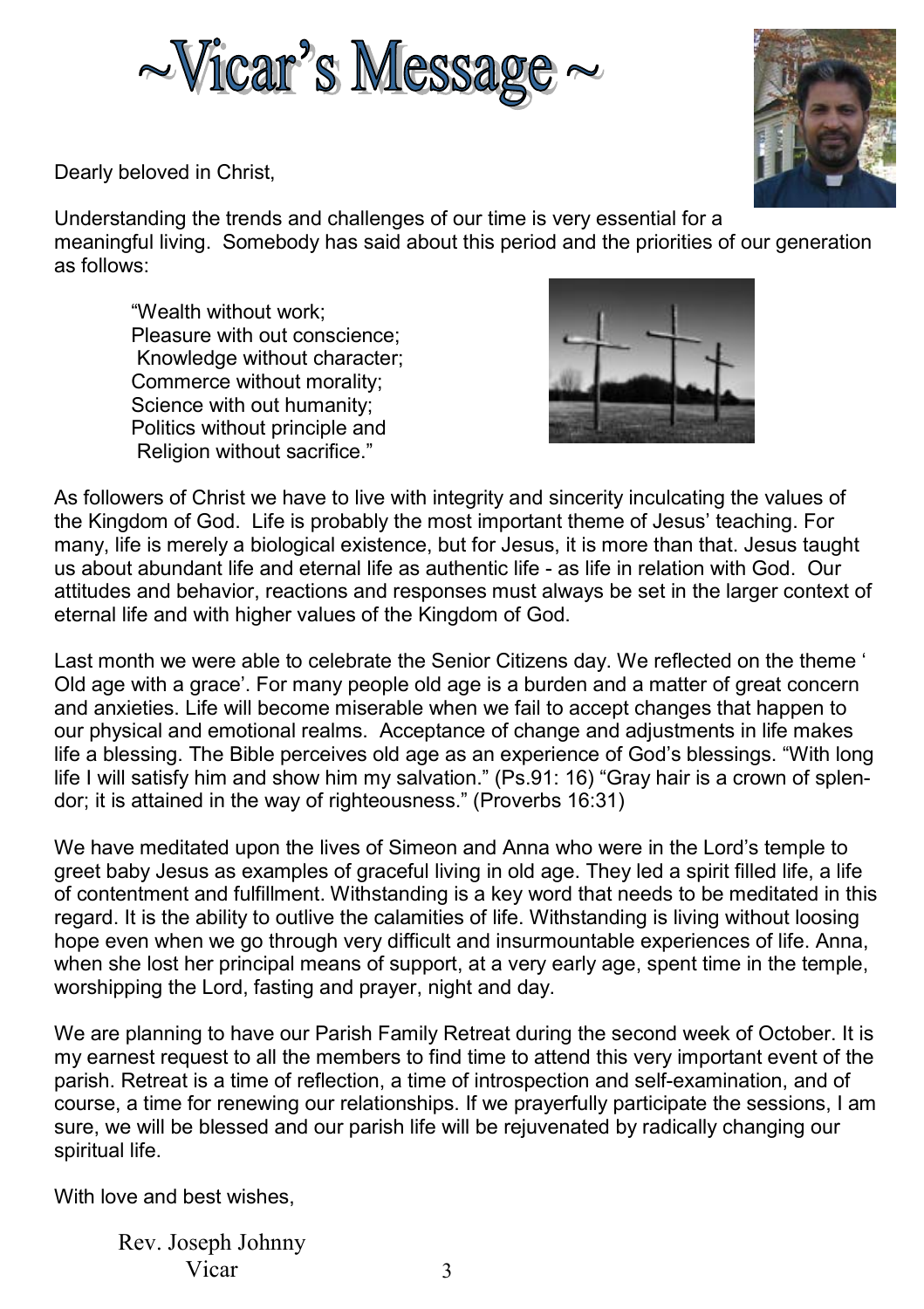# ~Vicar's Message ~

Dearly beloved in Christ,

Understanding the trends and challenges of our time is very essential for a meaningful living. Somebody has said about this period and the priorities of our generation as follows:

> "Wealth without work;
> Pleasure with out conscience;
> Knowledge without character;
> Commerce without morality;
> Science with out humanity;
> Politics without principle and
> Religion without sacrifice."

As followers of Christ we have to live with integrity and sincerity inculcating the values of the Kingdom of God. Life is probably the most important theme of Jesus' teaching. For many, life is merely a biological existence, but for Jesus, it is more than that. Jesus taught us about abundant life and eternal life as authentic life - as life in relation with God. Our attitudes and behavior, reactions and responses must always be set in the larger context of eternal life and with higher values of the Kingdom of God.

Last month we were able to celebrate the Senior Citizens day. We reflected on the theme ' Old age with a grace'. For many people old age is a burden and a matter of great concern and anxieties. Life will become miserable when we fail to accept changes that happen to our physical and emotional realms. Acceptance of change and adjustments in life makes life a blessing. The Bible perceives old age as an experience of God's blessings. "With long life I will satisfy him and show him my salvation." (Ps.91: 16) "Gray hair is a crown of splendor; it is attained in the way of righteousness." (Proverbs 16:31)

We have meditated upon the lives of Simeon and Anna who were in the Lord's temple to greet baby Jesus as examples of graceful living in old age. They led a spirit filled life, a life of contentment and fulfillment. Withstanding is a key word that needs to be meditated in this regard. It is the ability to outlive the calamities of life. Withstanding is living without loosing hope even when we go through very difficult and insurmountable experiences of life. Anna, when she lost her principal means of support, at a very early age, spent time in the temple, worshipping the Lord, fasting and prayer, night and day.

We are planning to have our Parish Family Retreat during the second week of October. It is my earnest request to all the members to find time to attend this very important event of the parish. Retreat is a time of reflection, a time of introspection and self-examination, and of course, a time for renewing our relationships. If we prayerfully participate the sessions, I am sure, we will be blessed and our parish life will be rejuvenated by radically changing our spiritual life.

With love and best wishes,

Rev. Joseph Johnny
Vicar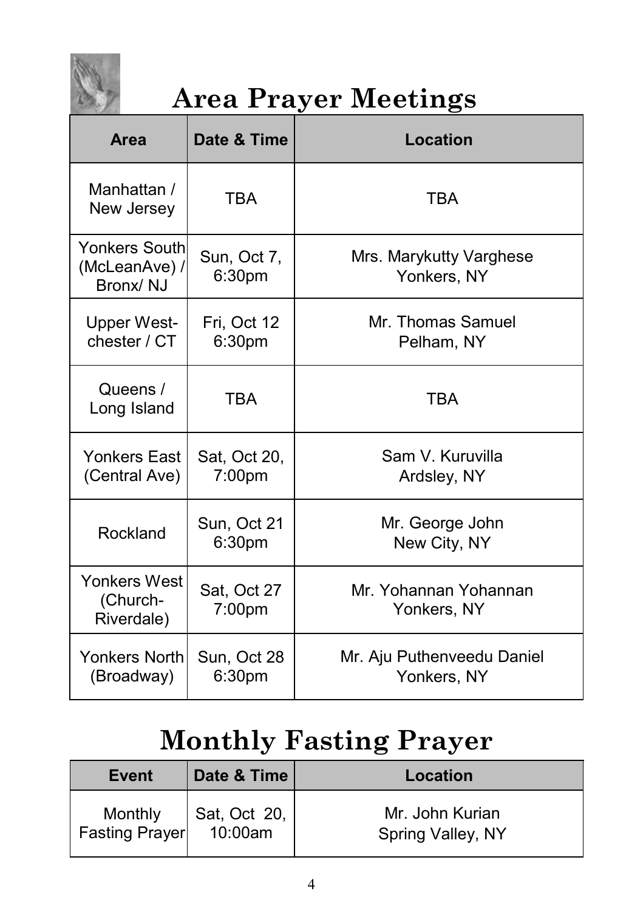# Area Prayer Meetings

| Area | Date & Time | Location |
|---|---|---|
| Manhattan / New Jersey | TBA | TBA |
| Yonkers South (McLeanAve) / Bronx/ NJ | Sun, Oct 7, 6:30pm | Mrs. Marykutty Varghese Yonkers, NY |
| Upper West-chester / CT | Fri, Oct 12 6:30pm | Mr. Thomas Samuel Pelham, NY |
| Queens / Long Island | TBA | TBA |
| Yonkers East (Central Ave) | Sat, Oct 20, 7:00pm | Sam V. Kuruvilla Ardsley, NY |
| Rockland | Sun, Oct 21 6:30pm | Mr. George John New City, NY |
| Yonkers West (Church-Riverdale) | Sat, Oct 27 7:00pm | Mr. Yohannan Yohannan Yonkers, NY |
| Yonkers North (Broadway) | Sun, Oct 28 6:30pm | Mr. Aju Puthenveedu Daniel Yonkers, NY |

# Monthly Fasting Prayer

| Event | Date & Time | Location |
|---|---|---|
| Monthly Fasting Prayer | Sat, Oct 20, 10:00am | Mr. John Kurian Spring Valley, NY |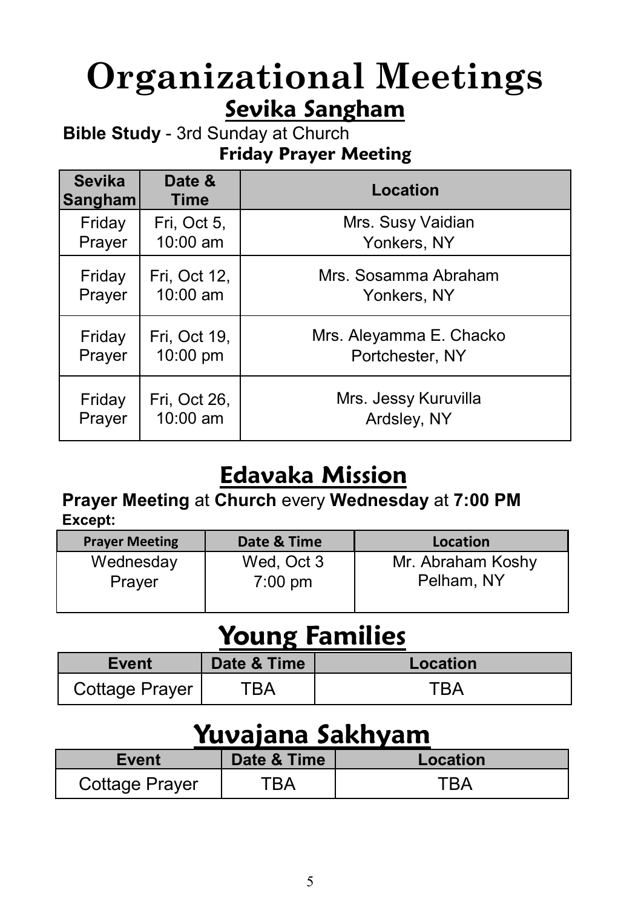# Organizational Meetings

## Sevika Sangham

**Bible Study** - 3rd Sunday at Church

**Friday Prayer Meeting**

| Sevika Sangham | Date & Time | Location |
|---|---|---|
| Friday Prayer | Fri, Oct 5, 10:00 am | Mrs. Susy Vaidian Yonkers, NY |
| Friday Prayer | Fri, Oct 12, 10:00 am | Mrs. Sosamma Abraham Yonkers, NY |
| Friday Prayer | Fri, Oct 19, 10:00 pm | Mrs. Aleyamma E. Chacko Portchester, NY |
| Friday Prayer | Fri, Oct 26, 10:00 am | Mrs. Jessy Kuruvilla Ardsley, NY |

## Edavaka Mission

**Prayer Meeting** at **Church** every **Wednesday** at **7:00 PM**

**Except:**

| Prayer Meeting | Date & Time | Location |
|---|---|---|
| Wednesday Prayer | Wed, Oct 3 7:00 pm | Mr. Abraham Koshy Pelham, NY |

## Young Families

| Event | Date & Time | Location |
|---|---|---|
| Cottage Prayer | TBA | TBA |

## Yuvajana Sakhyam

| Event | Date & Time | Location |
|---|---|---|
| Cottage Prayer | TBA | TBA |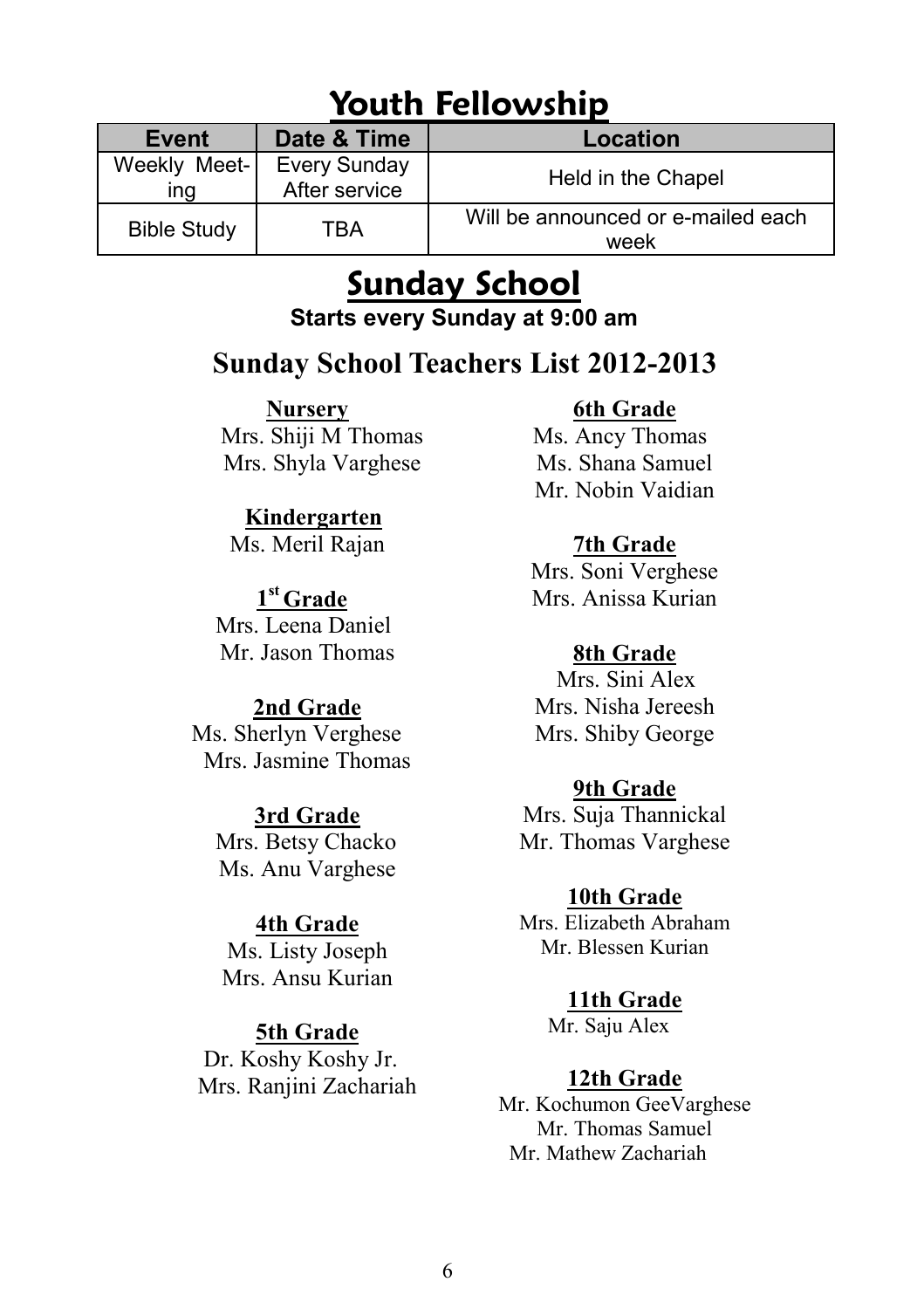# Youth Fellowship

| Event | Date & Time | Location |
|---|---|---|
| Weekly Meeting | Every Sunday After service | Held in the Chapel |
| Bible Study | TBA | Will be announced or e-mailed each week |

# Sunday School

**Starts every Sunday at 9:00 am**

## Sunday School Teachers List 2012-2013

**Nursery**

Mrs. Shiji M Thomas
Mrs. Shyla Varghese

**Kindergarten**

Ms. Meril Rajan

**1st Grade**

Mrs. Leena Daniel
Mr. Jason Thomas

**2nd Grade**

Ms. Sherlyn Verghese
Mrs. Jasmine Thomas

**3rd Grade**

Mrs. Betsy Chacko
Ms. Anu Varghese

**4th Grade**

Ms. Listy Joseph
Mrs. Ansu Kurian

**5th Grade**

Dr. Koshy Koshy Jr.
Mrs. Ranjini Zachariah

**6th Grade**

Ms. Ancy Thomas
Ms. Shana Samuel
Mr. Nobin Vaidian

**7th Grade**

Mrs. Soni Verghese
Mrs. Anissa Kurian

**8th Grade**

Mrs. Sini Alex
Mrs. Nisha Jereesh
Mrs. Shiby George

**9th Grade**

Mrs. Suja Thannickal
Mr. Thomas Varghese

**10th Grade**

Mrs. Elizabeth Abraham
Mr. Blessen Kurian

**11th Grade**

Mr. Saju Alex

**12th Grade**

Mr. Kochumon GeeVarghese
Mr. Thomas Samuel
Mr. Mathew Zachariah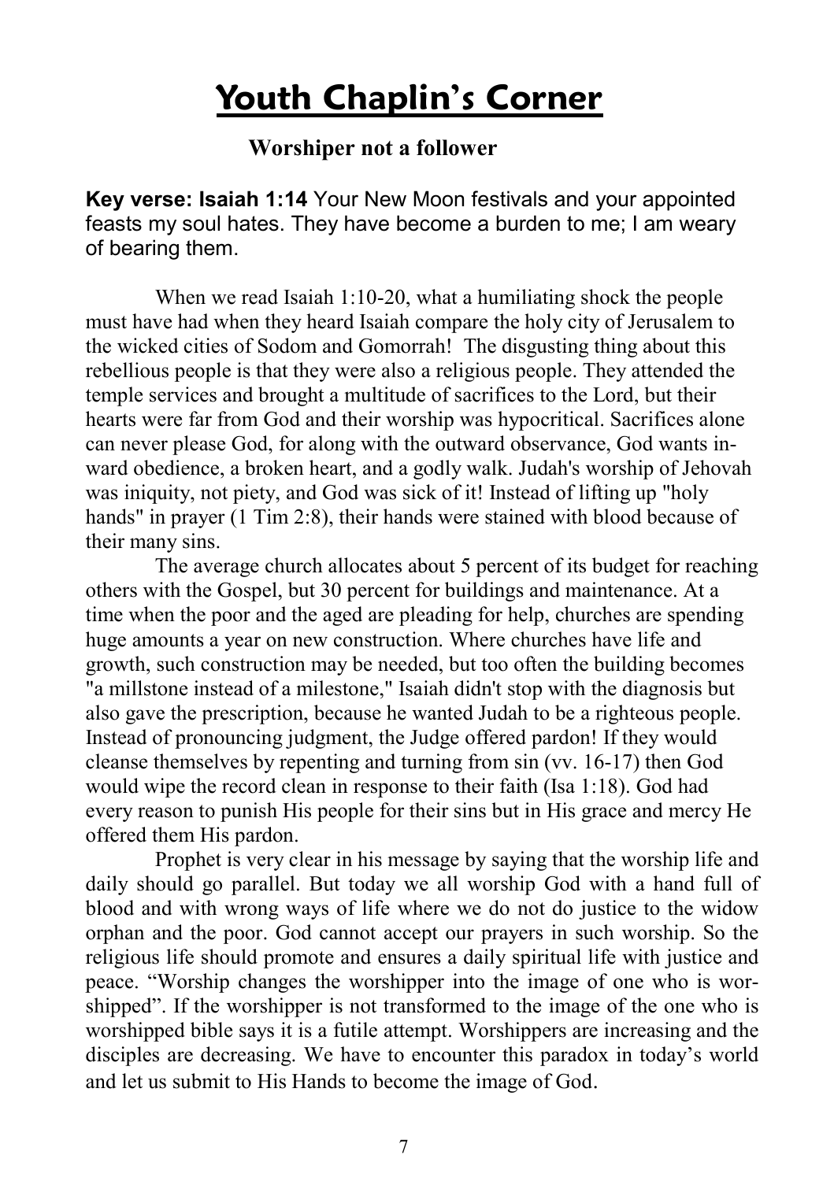# Youth Chaplin's Corner

## Worshiper not a follower

**Key verse: Isaiah 1:14** Your New Moon festivals and your appointed feasts my soul hates. They have become a burden to me; I am weary of bearing them.

When we read Isaiah 1:10-20, what a humiliating shock the people must have had when they heard Isaiah compare the holy city of Jerusalem to the wicked cities of Sodom and Gomorrah! The disgusting thing about this rebellious people is that they were also a religious people. They attended the temple services and brought a multitude of sacrifices to the Lord, but their hearts were far from God and their worship was hypocritical. Sacrifices alone can never please God, for along with the outward observance, God wants inward obedience, a broken heart, and a godly walk. Judah's worship of Jehovah was iniquity, not piety, and God was sick of it! Instead of lifting up "holy hands" in prayer (1 Tim 2:8), their hands were stained with blood because of their many sins.

The average church allocates about 5 percent of its budget for reaching others with the Gospel, but 30 percent for buildings and maintenance. At a time when the poor and the aged are pleading for help, churches are spending huge amounts a year on new construction. Where churches have life and growth, such construction may be needed, but too often the building becomes "a millstone instead of a milestone," Isaiah didn't stop with the diagnosis but also gave the prescription, because he wanted Judah to be a righteous people. Instead of pronouncing judgment, the Judge offered pardon! If they would cleanse themselves by repenting and turning from sin (vv. 16-17) then God would wipe the record clean in response to their faith (Isa 1:18). God had every reason to punish His people for their sins but in His grace and mercy He offered them His pardon.

Prophet is very clear in his message by saying that the worship life and daily should go parallel. But today we all worship God with a hand full of blood and with wrong ways of life where we do not do justice to the widow orphan and the poor. God cannot accept our prayers in such worship. So the religious life should promote and ensures a daily spiritual life with justice and peace. "Worship changes the worshipper into the image of one who is worshipped". If the worshipper is not transformed to the image of the one who is worshipped bible says it is a futile attempt. Worshippers are increasing and the disciples are decreasing. We have to encounter this paradox in today's world and let us submit to His Hands to become the image of God.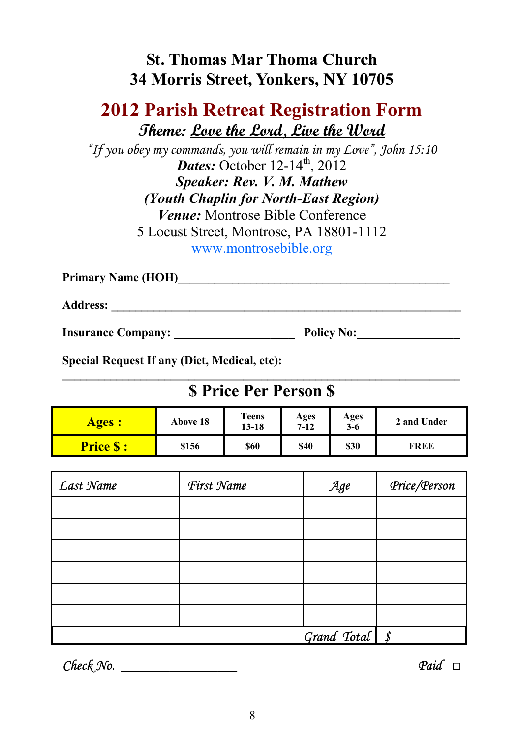# St. Thomas Mar Thoma Church
# 34 Morris Street, Yonkers, NY 10705

## 2012 Parish Retreat Registration Form

***Theme: Love the Lord, Live the Word***

*"If you obey my commands, you will remain in my Love", John 15:10*

***Dates:*** October 12-14th, 2012

***Speaker: Rev. V. M. Mathew***

***(Youth Chaplin for North-East Region)***

***Venue:*** Montrose Bible Conference

5 Locust Street, Montrose, PA 18801-1112

[www.montrosebible.org](http://www.montrosebible.org)

**Primary Name (HOH)**\_\_\_\_\_\_\_\_\_\_\_\_\_\_\_\_\_\_\_\_\_\_\_\_\_\_\_\_\_\_\_\_\_\_\_\_\_\_\_\_\_\_\_\_

**Address:** \_\_\_\_\_\_\_\_\_\_\_\_\_\_\_\_\_\_\_\_\_\_\_\_\_\_\_\_\_\_\_\_\_\_\_\_\_\_\_\_\_\_\_\_\_\_\_\_\_\_\_\_\_\_\_\_

**Insurance Company:** \_\_\_\_\_\_\_\_\_\_\_\_\_\_\_\_\_\_\_\_ **Policy No:**\_\_\_\_\_\_\_\_\_\_\_\_\_\_\_\_\_

**Special Request If any (Diet, Medical, etc):**

\_\_\_\_\_\_\_\_\_\_\_\_\_\_\_\_\_\_\_\_\_\_\_\_\_\_\_\_\_\_\_\_\_\_\_\_\_\_\_\_\_\_\_\_\_\_\_\_\_\_\_\_\_\_\_\_\_\_\_\_\_\_\_

## $ Price Per Person $

| **Ages :** | **Above 18** | **Teens 13-18** | **Ages 7-12** | **Ages 3-6** | **2 and Under** |
|---|---|---|---|---|---|
| **Price $ :** | **$156** | **$60** | **$40** | **$30** | **FREE** |

| *Last Name* | *First Name* | *Age* | *Price/Person* |
|---|---|---|---|
| | | | |
| | | | |
| | | | |
| | | | |
| | | | |
| | | | |
| | | *Grand Total* | *$* |

*Check No.* \_\_\_\_\_\_\_\_\_\_\_\_\_\_\_\_\_ *Paid* ☐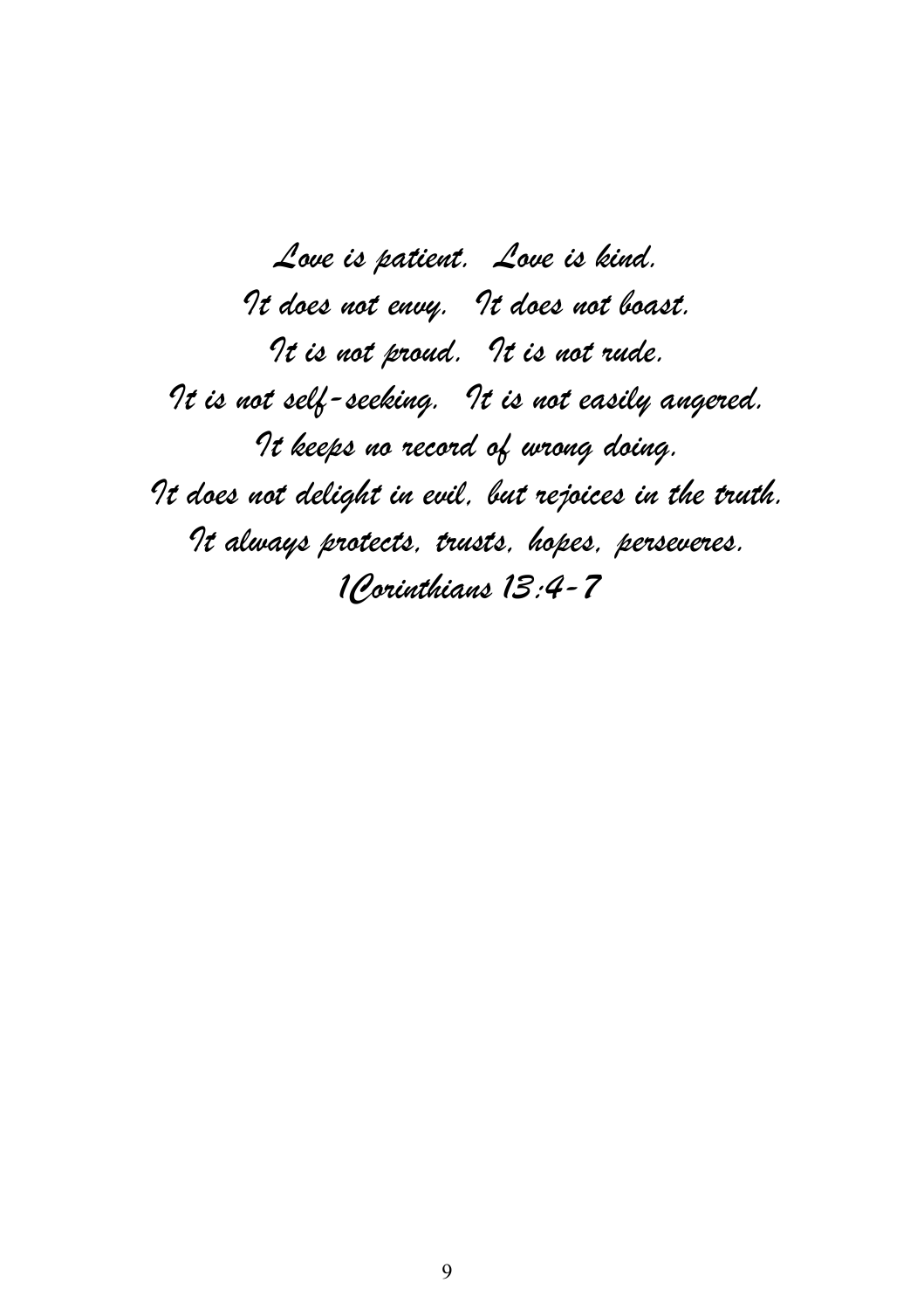*Love is patient. Love is kind.*
*It does not envy. It does not boast.*
*It is not proud. It is not rude.*
*It is not self-seeking. It is not easily angered.*
*It keeps no record of wrong doing.*
*It does not delight in evil, but rejoices in the truth.*
*It always protects, trusts, hopes, perseveres.*
*1Corinthians 13:4-7*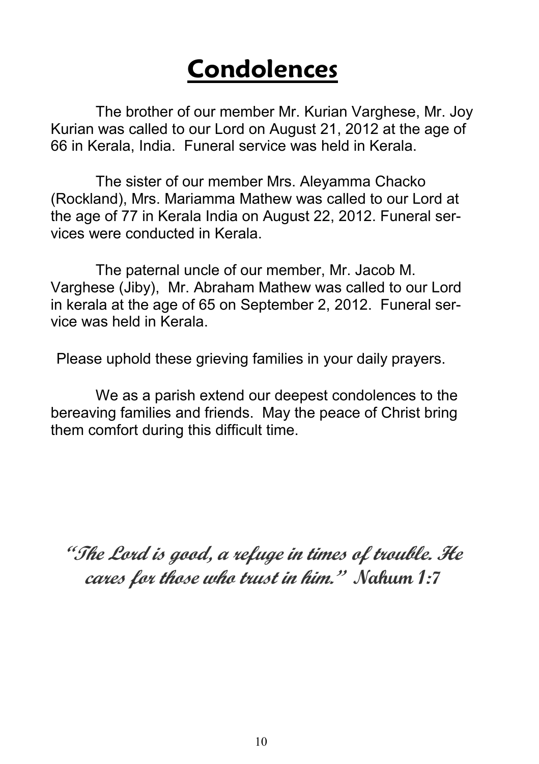# Condolences

The brother of our member Mr. Kurian Varghese, Mr. Joy Kurian was called to our Lord on August 21, 2012 at the age of 66 in Kerala, India. Funeral service was held in Kerala.

The sister of our member Mrs. Aleyamma Chacko (Rockland), Mrs. Mariamma Mathew was called to our Lord at the age of 77 in Kerala India on August 22, 2012. Funeral services were conducted in Kerala.

The paternal uncle of our member, Mr. Jacob M. Varghese (Jiby), Mr. Abraham Mathew was called to our Lord in kerala at the age of 65 on September 2, 2012. Funeral service was held in Kerala.

Please uphold these grieving families in your daily prayers.

We as a parish extend our deepest condolences to the bereaving families and friends. May the peace of Christ bring them comfort during this difficult time.

***"The Lord is good, a refuge in times of trouble. He cares for those who trust in him." Nahum 1:7***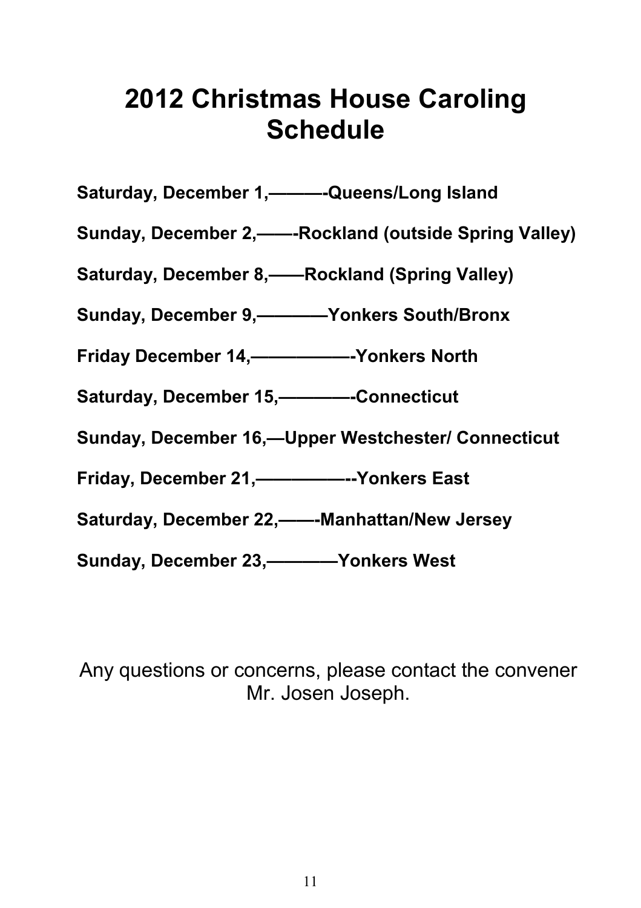# 2012 Christmas House Caroling Schedule

**Saturday, December 1,———-Queens/Long Island**

**Sunday, December 2,——-Rockland (outside Spring Valley)**

**Saturday, December 8,——Rockland (Spring Valley)**

**Sunday, December 9,————Yonkers South/Bronx**

**Friday December 14,——————-Yonkers North**

**Saturday, December 15,————-Connecticut**

**Sunday, December 16,—Upper Westchester/ Connecticut**

**Friday, December 21,—————--Yonkers East**

**Saturday, December 22,——-Manhattan/New Jersey**

**Sunday, December 23,————Yonkers West**

Any questions or concerns, please contact the convener Mr. Josen Joseph.